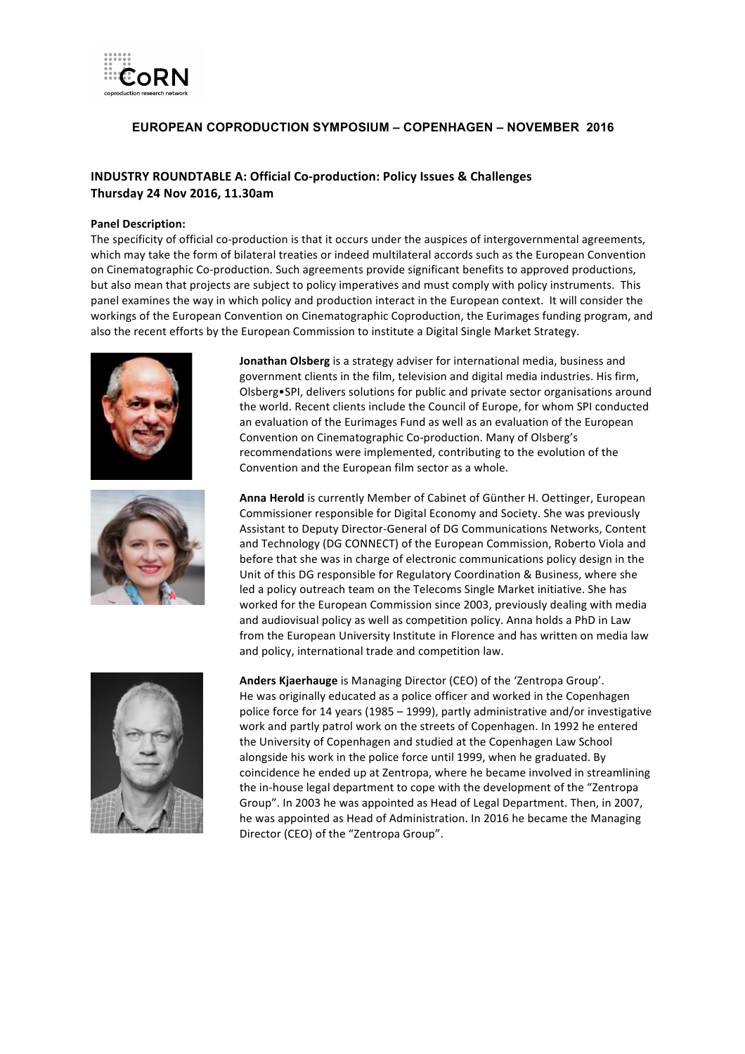CoRN
coproduction research network

## EUROPEAN COPRODUCTION SYMPOSIUM – COPENHAGEN – NOVEMBER 2016

### INDUSTRY ROUNDTABLE A: Official Co-production: Policy Issues & Challenges
### Thursday 24 Nov 2016, 11.30am

**Panel Description:**
The specificity of official co-production is that it occurs under the auspices of intergovernmental agreements, which may take the form of bilateral treaties or indeed multilateral accords such as the European Convention on Cinematographic Co-production. Such agreements provide significant benefits to approved productions, but also mean that projects are subject to policy imperatives and must comply with policy instruments. This panel examines the way in which policy and production interact in the European context. It will consider the workings of the European Convention on Cinematographic Coproduction, the Eurimages funding program, and also the recent efforts by the European Commission to institute a Digital Single Market Strategy.

**Jonathan Olsberg** is a strategy adviser for international media, business and government clients in the film, television and digital media industries. His firm, Olsberg•SPI, delivers solutions for public and private sector organisations around the world. Recent clients include the Council of Europe, for whom SPI conducted an evaluation of the Eurimages Fund as well as an evaluation of the European Convention on Cinematographic Co-production. Many of Olsberg's recommendations were implemented, contributing to the evolution of the Convention and the European film sector as a whole.

**Anna Herold** is currently Member of Cabinet of Günther H. Oettinger, European Commissioner responsible for Digital Economy and Society. She was previously Assistant to Deputy Director-General of DG Communications Networks, Content and Technology (DG CONNECT) of the European Commission, Roberto Viola and before that she was in charge of electronic communications policy design in the Unit of this DG responsible for Regulatory Coordination & Business, where she led a policy outreach team on the Telecoms Single Market initiative. She has worked for the European Commission since 2003, previously dealing with media and audiovisual policy as well as competition policy. Anna holds a PhD in Law from the European University Institute in Florence and has written on media law and policy, international trade and competition law.

**Anders Kjaerhauge** is Managing Director (CEO) of the 'Zentropa Group'. He was originally educated as a police officer and worked in the Copenhagen police force for 14 years (1985 – 1999), partly administrative and/or investigative work and partly patrol work on the streets of Copenhagen. In 1992 he entered the University of Copenhagen and studied at the Copenhagen Law School alongside his work in the police force until 1999, when he graduated. By coincidence he ended up at Zentropa, where he became involved in streamlining the in-house legal department to cope with the development of the "Zentropa Group". In 2003 he was appointed as Head of Legal Department. Then, in 2007, he was appointed as Head of Administration. In 2016 he became the Managing Director (CEO) of the "Zentropa Group".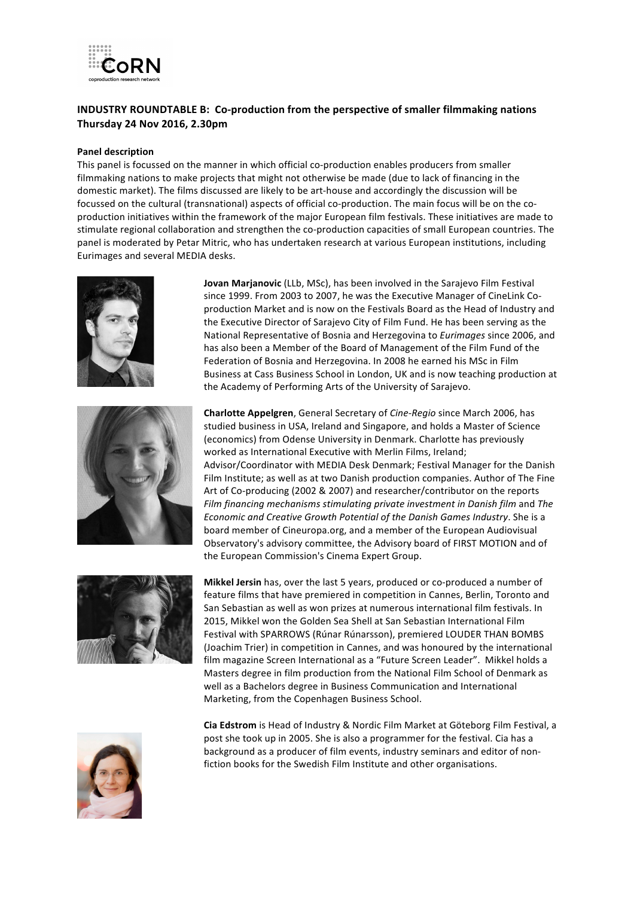## INDUSTRY ROUNDTABLE B: Co-production from the perspective of smaller filmmaking nations
## Thursday 24 Nov 2016, 2.30pm

**Panel description**

This panel is focussed on the manner in which official co-production enables producers from smaller filmmaking nations to make projects that might not otherwise be made (due to lack of financing in the domestic market). The films discussed are likely to be art-house and accordingly the discussion will be focussed on the cultural (transnational) aspects of official co-production. The main focus will be on the co-production initiatives within the framework of the major European film festivals. These initiatives are made to stimulate regional collaboration and strengthen the co-production capacities of small European countries. The panel is moderated by Petar Mitric, who has undertaken research at various European institutions, including Eurimages and several MEDIA desks.

**Jovan Marjanovic** (LLb, MSc), has been involved in the Sarajevo Film Festival since 1999. From 2003 to 2007, he was the Executive Manager of CineLink Co-production Market and is now on the Festivals Board as the Head of Industry and the Executive Director of Sarajevo City of Film Fund. He has been serving as the National Representative of Bosnia and Herzegovina to *Eurimages* since 2006, and has also been a Member of the Board of Management of the Film Fund of the Federation of Bosnia and Herzegovina. In 2008 he earned his MSc in Film Business at Cass Business School in London, UK and is now teaching production at the Academy of Performing Arts of the University of Sarajevo.

**Charlotte Appelgren**, General Secretary of *Cine-Regio* since March 2006, has studied business in USA, Ireland and Singapore, and holds a Master of Science (economics) from Odense University in Denmark. Charlotte has previously worked as International Executive with Merlin Films, Ireland; Advisor/Coordinator with MEDIA Desk Denmark; Festival Manager for the Danish Film Institute; as well as at two Danish production companies. Author of The Fine Art of Co-producing (2002 & 2007) and researcher/contributor on the reports *Film financing mechanisms stimulating private investment in Danish film* and *The Economic and Creative Growth Potential of the Danish Games Industry*. She is a board member of Cineuropa.org, and a member of the European Audiovisual Observatory's advisory committee, the Advisory board of FIRST MOTION and of the European Commission's Cinema Expert Group.

**Mikkel Jersin** has, over the last 5 years, produced or co-produced a number of feature films that have premiered in competition in Cannes, Berlin, Toronto and San Sebastian as well as won prizes at numerous international film festivals. In 2015, Mikkel won the Golden Sea Shell at San Sebastian International Film Festival with SPARROWS (Rúnar Rúnarsson), premiered LOUDER THAN BOMBS (Joachim Trier) in competition in Cannes, and was honoured by the international film magazine Screen International as a "Future Screen Leader". Mikkel holds a Masters degree in film production from the National Film School of Denmark as well as a Bachelors degree in Business Communication and International Marketing, from the Copenhagen Business School.

**Cia Edstrom** is Head of Industry & Nordic Film Market at Göteborg Film Festival, a post she took up in 2005. She is also a programmer for the festival. Cia has a background as a producer of film events, industry seminars and editor of non-fiction books for the Swedish Film Institute and other organisations.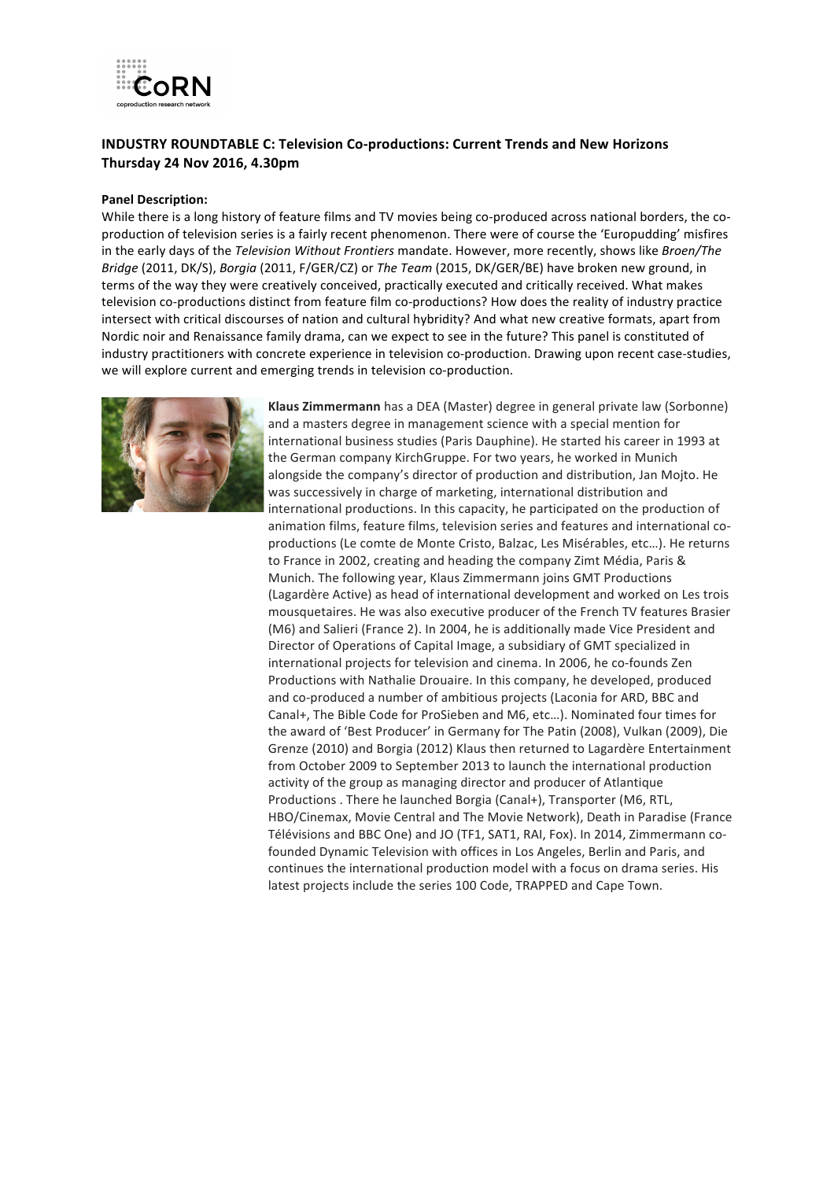**INDUSTRY ROUNDTABLE C: Television Co-productions: Current Trends and New Horizons**
**Thursday 24 Nov 2016, 4.30pm**

**Panel Description:**

While there is a long history of feature films and TV movies being co-produced across national borders, the co-production of television series is a fairly recent phenomenon. There were of course the 'Europudding' misfires in the early days of the *Television Without Frontiers* mandate. However, more recently, shows like *Broen/The Bridge* (2011, DK/S), *Borgia* (2011, F/GER/CZ) or *The Team* (2015, DK/GER/BE) have broken new ground, in terms of the way they were creatively conceived, practically executed and critically received. What makes television co-productions distinct from feature film co-productions? How does the reality of industry practice intersect with critical discourses of nation and cultural hybridity? And what new creative formats, apart from Nordic noir and Renaissance family drama, can we expect to see in the future? This panel is constituted of industry practitioners with concrete experience in television co-production. Drawing upon recent case-studies, we will explore current and emerging trends in television co-production.

**Klaus Zimmermann** has a DEA (Master) degree in general private law (Sorbonne) and a masters degree in management science with a special mention for international business studies (Paris Dauphine). He started his career in 1993 at the German company KirchGruppe. For two years, he worked in Munich alongside the company's director of production and distribution, Jan Mojto. He was successively in charge of marketing, international distribution and international productions. In this capacity, he participated on the production of animation films, feature films, television series and features and international co-productions (Le comte de Monte Cristo, Balzac, Les Misérables, etc…). He returns to France in 2002, creating and heading the company Zimt Média, Paris & Munich. The following year, Klaus Zimmermann joins GMT Productions (Lagardère Active) as head of international development and worked on Les trois mousquetaires. He was also executive producer of the French TV features Brasier (M6) and Salieri (France 2). In 2004, he is additionally made Vice President and Director of Operations of Capital Image, a subsidiary of GMT specialized in international projects for television and cinema. In 2006, he co-founds Zen Productions with Nathalie Drouaire. In this company, he developed, produced and co-produced a number of ambitious projects (Laconia for ARD, BBC and Canal+, The Bible Code for ProSieben and M6, etc…). Nominated four times for the award of 'Best Producer' in Germany for The Patin (2008), Vulkan (2009), Die Grenze (2010) and Borgia (2012) Klaus then returned to Lagardère Entertainment from October 2009 to September 2013 to launch the international production activity of the group as managing director and producer of Atlantique Productions . There he launched Borgia (Canal+), Transporter (M6, RTL, HBO/Cinemax, Movie Central and The Movie Network), Death in Paradise (France Télévisions and BBC One) and JO (TF1, SAT1, RAI, Fox). In 2014, Zimmermann co-founded Dynamic Television with offices in Los Angeles, Berlin and Paris, and continues the international production model with a focus on drama series. His latest projects include the series 100 Code, TRAPPED and Cape Town.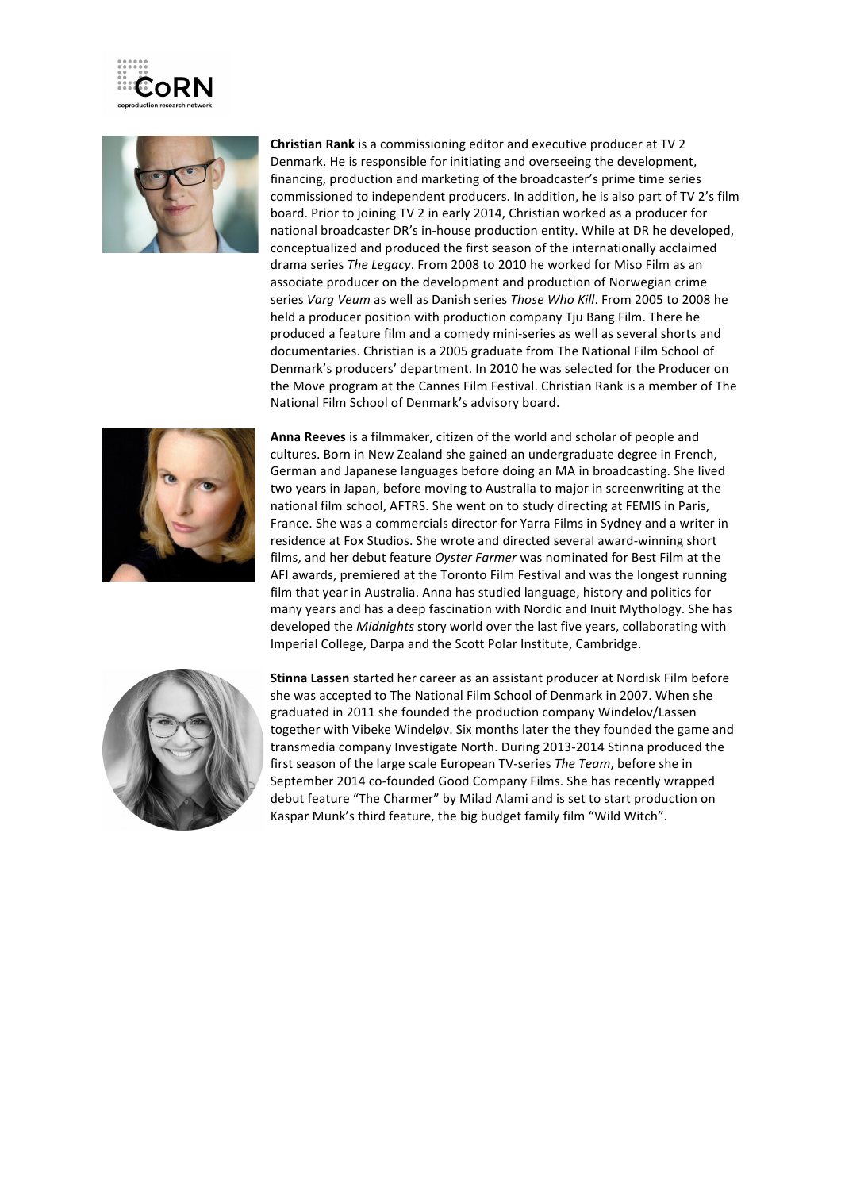**Christian Rank** is a commissioning editor and executive producer at TV 2 Denmark. He is responsible for initiating and overseeing the development, financing, production and marketing of the broadcaster's prime time series commissioned to independent producers. In addition, he is also part of TV 2's film board. Prior to joining TV 2 in early 2014, Christian worked as a producer for national broadcaster DR's in-house production entity. While at DR he developed, conceptualized and produced the first season of the internationally acclaimed drama series *The Legacy*. From 2008 to 2010 he worked for Miso Film as an associate producer on the development and production of Norwegian crime series *Varg Veum* as well as Danish series *Those Who Kill*. From 2005 to 2008 he held a producer position with production company Tju Bang Film. There he produced a feature film and a comedy mini-series as well as several shorts and documentaries. Christian is a 2005 graduate from The National Film School of Denmark's producers' department. In 2010 he was selected for the Producer on the Move program at the Cannes Film Festival. Christian Rank is a member of The National Film School of Denmark's advisory board.

**Anna Reeves** is a filmmaker, citizen of the world and scholar of people and cultures. Born in New Zealand she gained an undergraduate degree in French, German and Japanese languages before doing an MA in broadcasting. She lived two years in Japan, before moving to Australia to major in screenwriting at the national film school, AFTRS. She went on to study directing at FEMIS in Paris, France. She was a commercials director for Yarra Films in Sydney and a writer in residence at Fox Studios. She wrote and directed several award-winning short films, and her debut feature *Oyster Farmer* was nominated for Best Film at the AFI awards, premiered at the Toronto Film Festival and was the longest running film that year in Australia. Anna has studied language, history and politics for many years and has a deep fascination with Nordic and Inuit Mythology. She has developed the *Midnights* story world over the last five years, collaborating with Imperial College, Darpa and the Scott Polar Institute, Cambridge.

**Stinna Lassen** started her career as an assistant producer at Nordisk Film before she was accepted to The National Film School of Denmark in 2007. When she graduated in 2011 she founded the production company Windelov/Lassen together with Vibeke Windeløv. Six months later the they founded the game and transmedia company Investigate North. During 2013-2014 Stinna produced the first season of the large scale European TV-series *The Team*, before she in September 2014 co-founded Good Company Films. She has recently wrapped debut feature "The Charmer" by Milad Alami and is set to start production on Kaspar Munk's third feature, the big budget family film "Wild Witch".